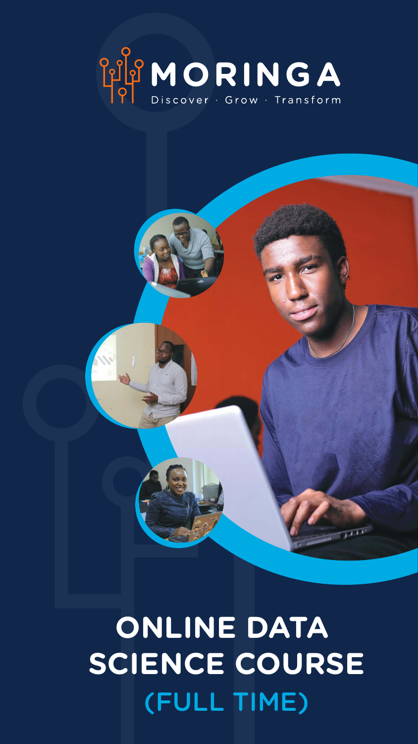MORINGA

Discover · Grow · Transform

# ONLINE DATA SCIENCE COURSE

## (FULL TIME)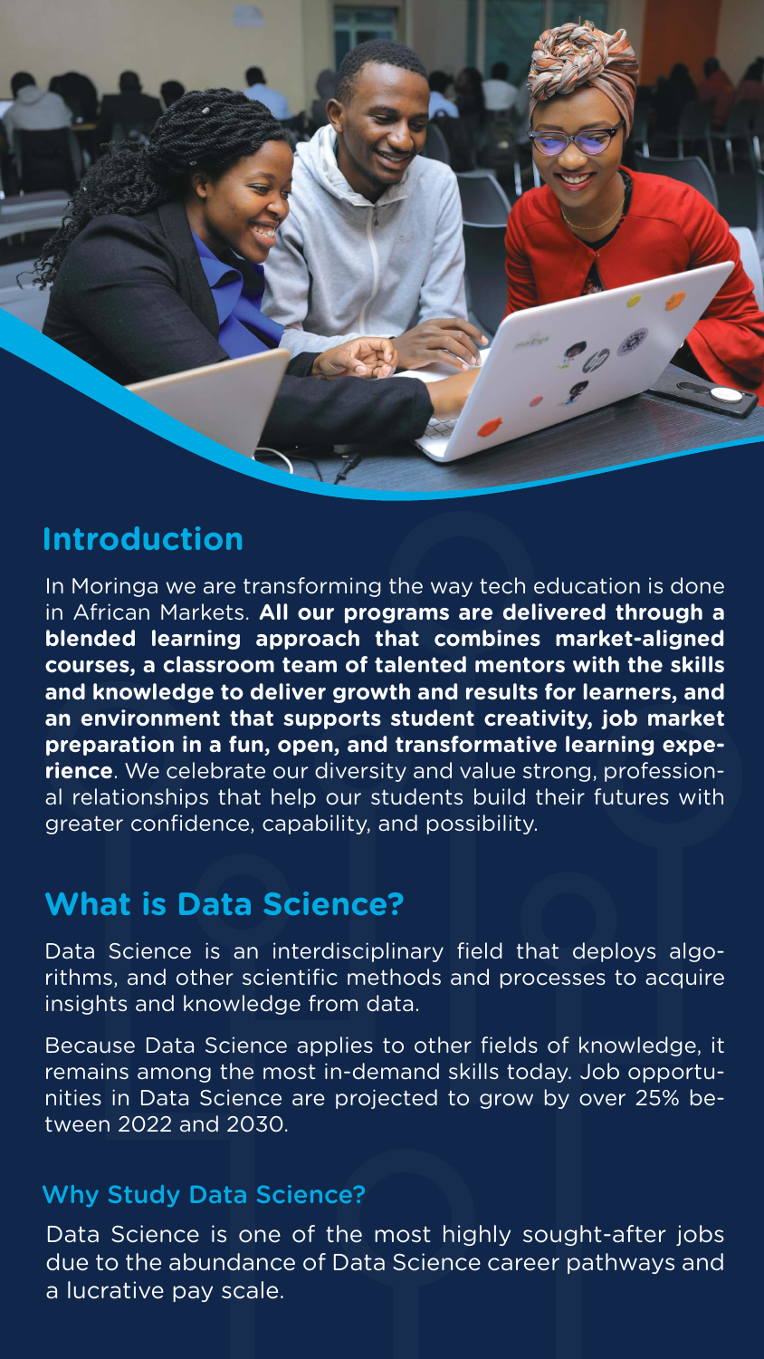## Introduction

In Moringa we are transforming the way tech education is done in African Markets. **All our programs are delivered through a blended learning approach that combines market-aligned courses, a classroom team of talented mentors with the skills and knowledge to deliver growth and results for learners, and an environment that supports student creativity, job market preparation in a fun, open, and transformative learning experience**. We celebrate our diversity and value strong, professional relationships that help our students build their futures with greater confidence, capability, and possibility.

## What is Data Science?

Data Science is an interdisciplinary field that deploys algorithms, and other scientific methods and processes to acquire insights and knowledge from data.

Because Data Science applies to other fields of knowledge, it remains among the most in-demand skills today. Job opportunities in Data Science are projected to grow by over 25% between 2022 and 2030.

### Why Study Data Science?

Data Science is one of the most highly sought-after jobs due to the abundance of Data Science career pathways and a lucrative pay scale.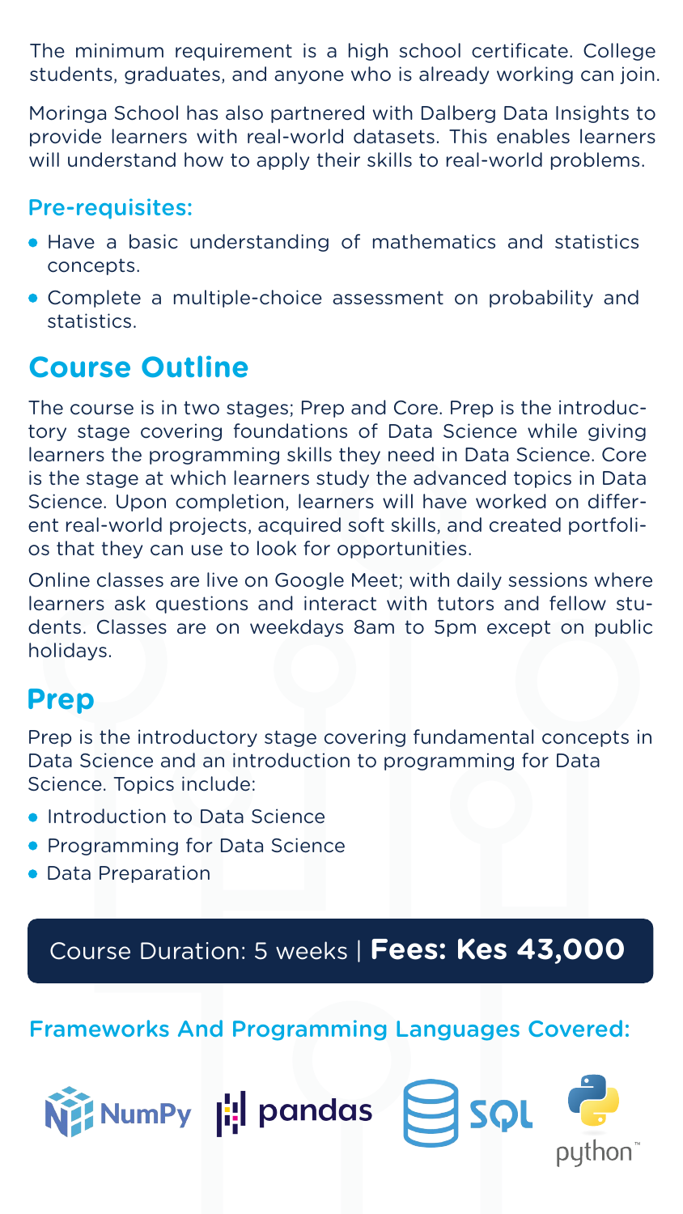The minimum requirement is a high school certificate. College students, graduates, and anyone who is already working can join.

Moringa School has also partnered with Dalberg Data Insights to provide learners with real-world datasets. This enables learners will understand how to apply their skills to real-world problems.

### Pre-requisites:

- Have a basic understanding of mathematics and statistics concepts.
- Complete a multiple-choice assessment on probability and statistics.

## Course Outline

The course is in two stages; Prep and Core. Prep is the introductory stage covering foundations of Data Science while giving learners the programming skills they need in Data Science. Core is the stage at which learners study the advanced topics in Data Science. Upon completion, learners will have worked on different real-world projects, acquired soft skills, and created portfolios that they can use to look for opportunities.

Online classes are live on Google Meet; with daily sessions where learners ask questions and interact with tutors and fellow students. Classes are on weekdays 8am to 5pm except on public holidays.

## Prep

Prep is the introductory stage covering fundamental concepts in Data Science and an introduction to programming for Data Science. Topics include:

- Introduction to Data Science
- Programming for Data Science
- Data Preparation

Course Duration: 5 weeks | **Fees: Kes 43,000**

### Frameworks And Programming Languages Covered:

NumPy pandas SQL python™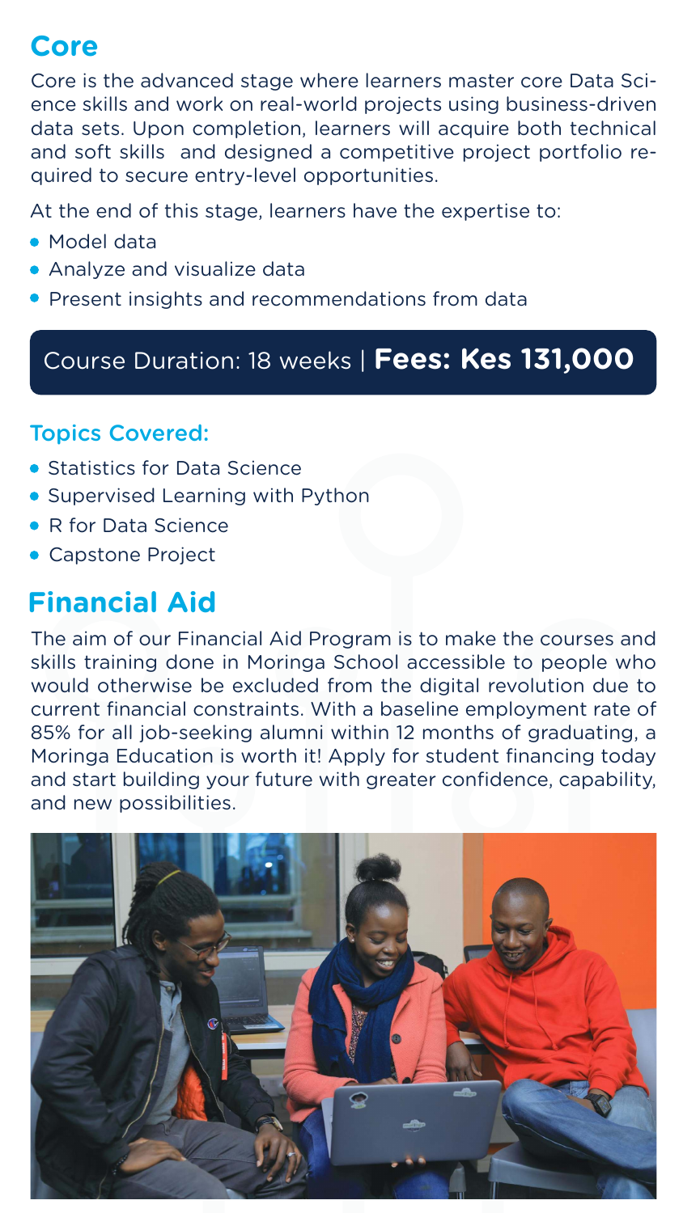## Core

Core is the advanced stage where learners master core Data Science skills and work on real-world projects using business-driven data sets. Upon completion, learners will acquire both technical and soft skills and designed a competitive project portfolio required to secure entry-level opportunities.

At the end of this stage, learners have the expertise to:

- Model data
- Analyze and visualize data
- Present insights and recommendations from data

Course Duration: 18 weeks | **Fees: Kes 131,000**

### Topics Covered:

- Statistics for Data Science
- Supervised Learning with Python
- R for Data Science
- Capstone Project

## Financial Aid

The aim of our Financial Aid Program is to make the courses and skills training done in Moringa School accessible to people who would otherwise be excluded from the digital revolution due to current financial constraints. With a baseline employment rate of 85% for all job-seeking alumni within 12 months of graduating, a Moringa Education is worth it! Apply for student financing today and start building your future with greater confidence, capability, and new possibilities.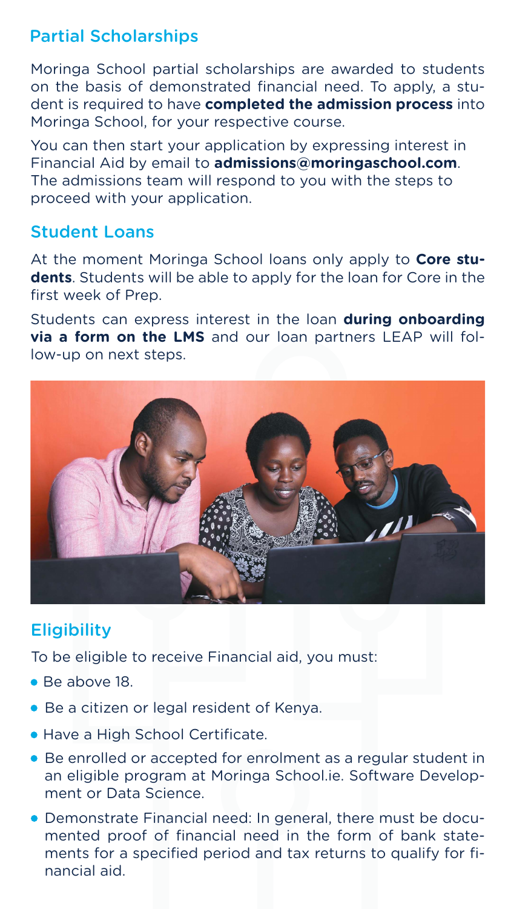## Partial Scholarships

Moringa School partial scholarships are awarded to students on the basis of demonstrated financial need. To apply, a student is required to have **completed the admission process** into Moringa School, for your respective course.

You can then start your application by expressing interest in Financial Aid by email to **admissions@moringaschool.com**. The admissions team will respond to you with the steps to proceed with your application.

## Student Loans

At the moment Moringa School loans only apply to **Core students**. Students will be able to apply for the loan for Core in the first week of Prep.

Students can express interest in the loan **during onboarding via a form on the LMS** and our loan partners LEAP will follow-up on next steps.

## Eligibility

To be eligible to receive Financial aid, you must:

- Be above 18.
- Be a citizen or legal resident of Kenya.
- Have a High School Certificate.
- Be enrolled or accepted for enrolment as a regular student in an eligible program at Moringa School.ie. Software Development or Data Science.
- Demonstrate Financial need: In general, there must be documented proof of financial need in the form of bank statements for a specified period and tax returns to qualify for financial aid.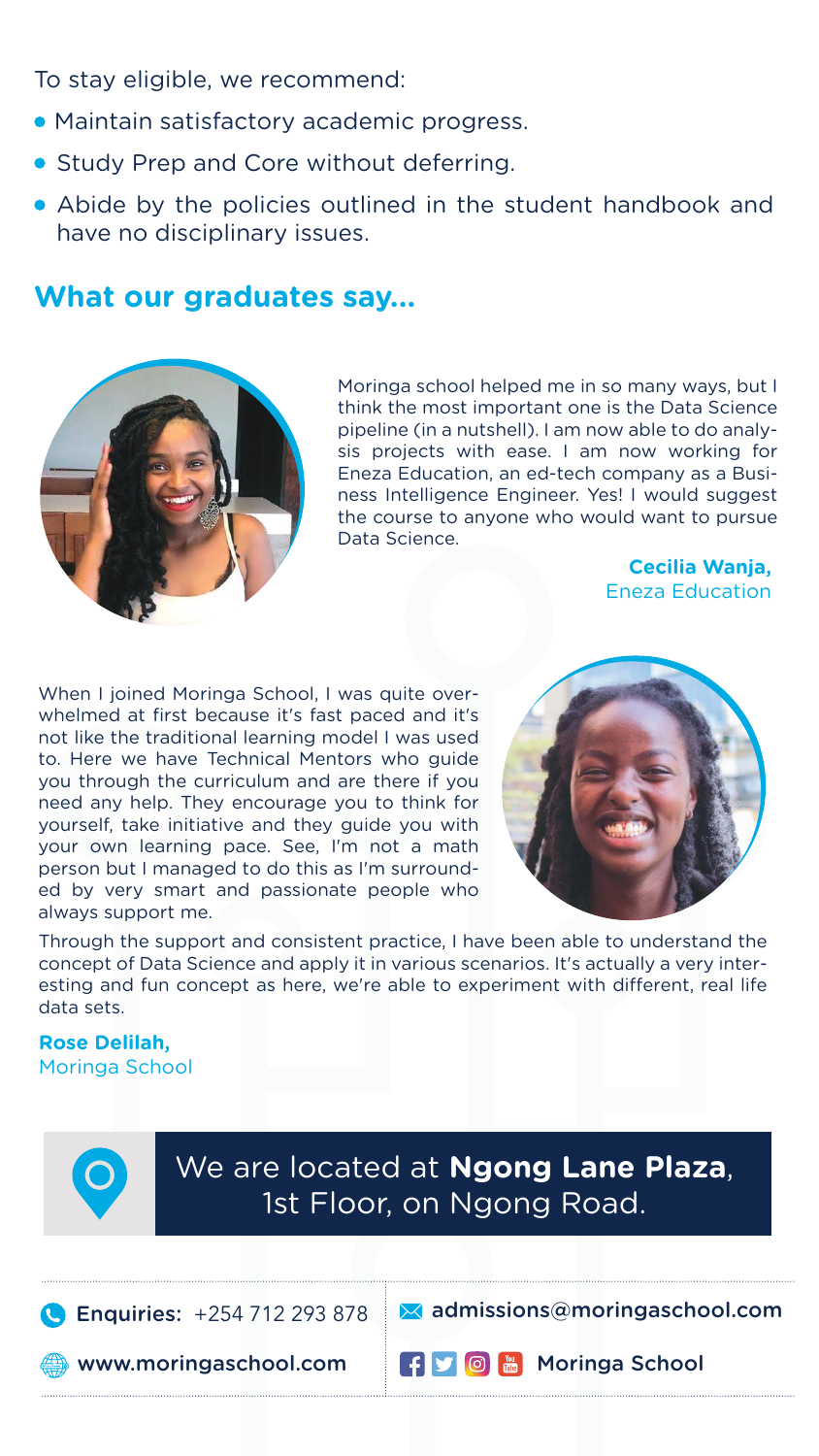To stay eligible, we recommend:

- Maintain satisfactory academic progress.
- Study Prep and Core without deferring.
- Abide by the policies outlined in the student handbook and have no disciplinary issues.

## What our graduates say...

Moringa school helped me in so many ways, but I think the most important one is the Data Science pipeline (in a nutshell). I am now able to do analysis projects with ease. I am now working for Eneza Education, an ed-tech company as a Business Intelligence Engineer. Yes! I would suggest the course to anyone who would want to pursue Data Science.

**Cecilia Wanja,**
Eneza Education

When I joined Moringa School, I was quite overwhelmed at first because it's fast paced and it's not like the traditional learning model I was used to. Here we have Technical Mentors who guide you through the curriculum and are there if you need any help. They encourage you to think for yourself, take initiative and they guide you with your own learning pace. See, I'm not a math person but I managed to do this as I'm surrounded by very smart and passionate people who always support me.

Through the support and consistent practice, I have been able to understand the concept of Data Science and apply it in various scenarios. It's actually a very interesting and fun concept as here, we're able to experiment with different, real life data sets.

**Rose Delilah,**
Moringa School

We are located at **Ngong Lane Plaza**, 1st Floor, on Ngong Road.

**Enquiries:** +254 712 293 878

admissions@moringaschool.com

www.moringaschool.com

Moringa School